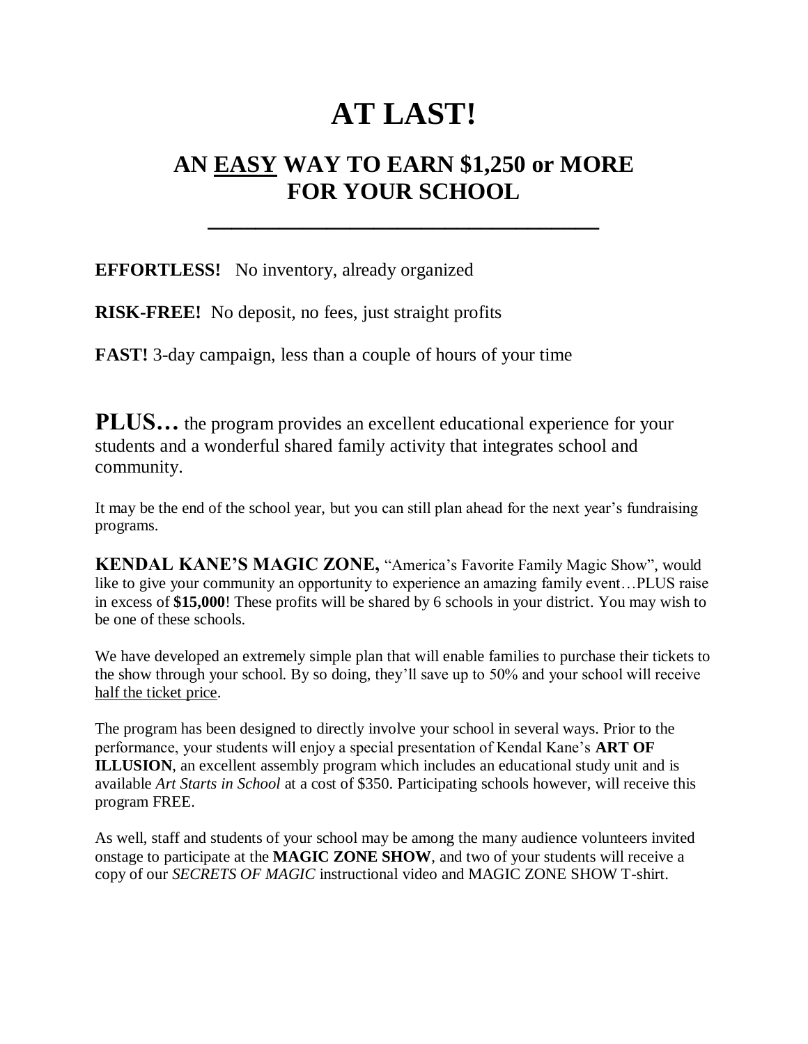# AT LAST!

## AN <u>EASY</u> WAY TO EARN $1,250 or MORE FOR YOUR SCHOOL

---

**EFFORTLESS!** No inventory, already organized

**RISK-FREE!** No deposit, no fees, just straight profits

**FAST!** 3-day campaign, less than a couple of hours of your time

**PLUS…** the program provides an excellent educational experience for your students and a wonderful shared family activity that integrates school and community.

It may be the end of the school year, but you can still plan ahead for the next year's fundraising programs.

**KENDAL KANE'S MAGIC ZONE,** "America's Favorite Family Magic Show", would like to give your community an opportunity to experience an amazing family event…PLUS raise in excess of **$15,000**! These profits will be shared by 6 schools in your district. You may wish to be one of these schools.

We have developed an extremely simple plan that will enable families to purchase their tickets to the show through your school. By so doing, they'll save up to 50% and your school will receive <u>half the ticket price</u>.

The program has been designed to directly involve your school in several ways. Prior to the performance, your students will enjoy a special presentation of Kendal Kane's **ART OF ILLUSION**, an excellent assembly program which includes an educational study unit and is available *Art Starts in School* at a cost of $350. Participating schools however, will receive this program FREE.

As well, staff and students of your school may be among the many audience volunteers invited onstage to participate at the **MAGIC ZONE SHOW**, and two of your students will receive a copy of our *SECRETS OF MAGIC* instructional video and MAGIC ZONE SHOW T-shirt.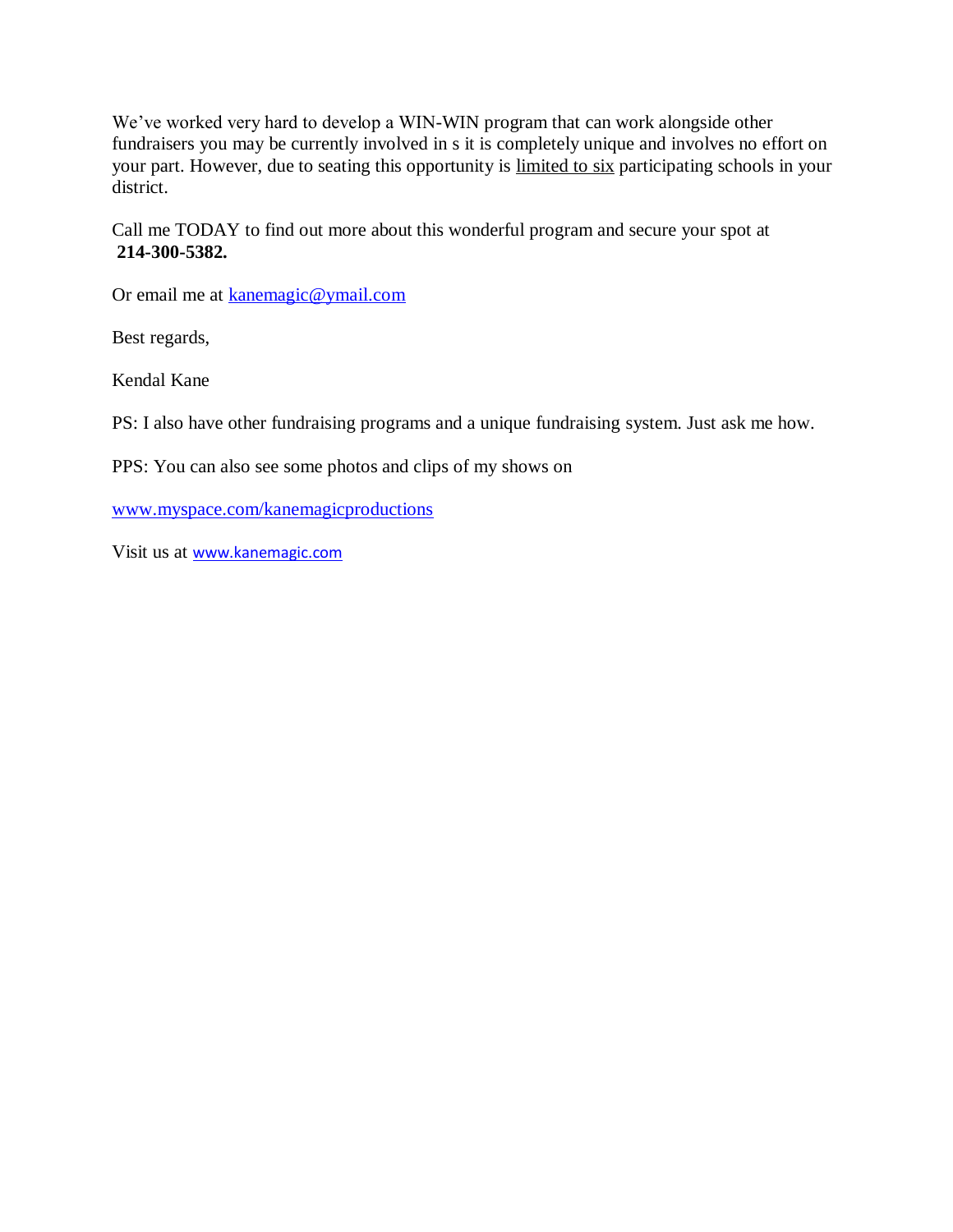We've worked very hard to develop a WIN-WIN program that can work alongside other fundraisers you may be currently involved in s it is completely unique and involves no effort on your part. However, due to seating this opportunity is <u>limited to six</u> participating schools in your district.

Call me TODAY to find out more about this wonderful program and secure your spot at **214-300-5382.**

Or email me at [kanemagic@ymail.com](mailto:kanemagic@ymail.com)

Best regards,

Kendal Kane

PS: I also have other fundraising programs and a unique fundraising system. Just ask me how.

PPS: You can also see some photos and clips of my shows on

[www.myspace.com/kanemagicproductions](http://www.myspace.com/kanemagicproductions)

Visit us at [www.kanemagic.com](http://www.kanemagic.com)